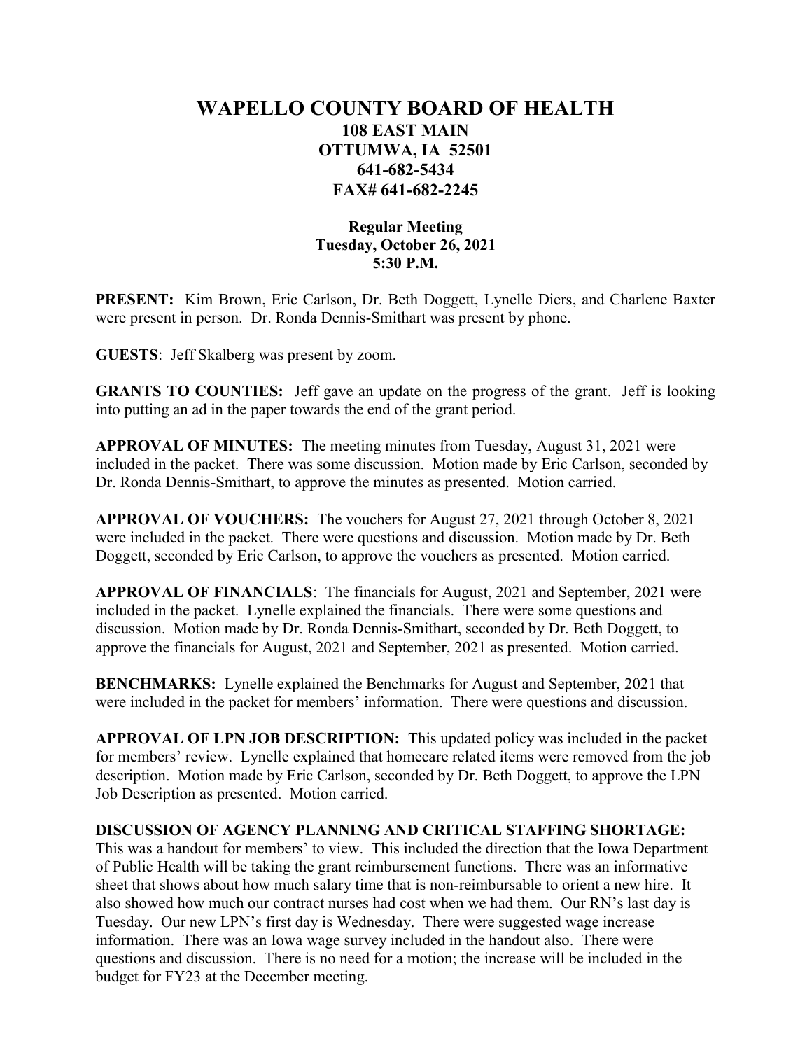# WAPELLO COUNTY BOARD OF HEALTH

**108 EAST MAIN**
**OTTUMWA, IA 52501**
**641-682-5434**
**FAX# 641-682-2245**

**Regular Meeting**
**Tuesday, October 26, 2021**
**5:30 P.M.**

**PRESENT:** Kim Brown, Eric Carlson, Dr. Beth Doggett, Lynelle Diers, and Charlene Baxter were present in person. Dr. Ronda Dennis-Smithart was present by phone.

**GUESTS**: Jeff Skalberg was present by zoom.

**GRANTS TO COUNTIES:** Jeff gave an update on the progress of the grant. Jeff is looking into putting an ad in the paper towards the end of the grant period.

**APPROVAL OF MINUTES:** The meeting minutes from Tuesday, August 31, 2021 were included in the packet. There was some discussion. Motion made by Eric Carlson, seconded by Dr. Ronda Dennis-Smithart, to approve the minutes as presented. Motion carried.

**APPROVAL OF VOUCHERS:** The vouchers for August 27, 2021 through October 8, 2021 were included in the packet. There were questions and discussion. Motion made by Dr. Beth Doggett, seconded by Eric Carlson, to approve the vouchers as presented. Motion carried.

**APPROVAL OF FINANCIALS**: The financials for August, 2021 and September, 2021 were included in the packet. Lynelle explained the financials. There were some questions and discussion. Motion made by Dr. Ronda Dennis-Smithart, seconded by Dr. Beth Doggett, to approve the financials for August, 2021 and September, 2021 as presented. Motion carried.

**BENCHMARKS:** Lynelle explained the Benchmarks for August and September, 2021 that were included in the packet for members' information. There were questions and discussion.

**APPROVAL OF LPN JOB DESCRIPTION:** This updated policy was included in the packet for members' review. Lynelle explained that homecare related items were removed from the job description. Motion made by Eric Carlson, seconded by Dr. Beth Doggett, to approve the LPN Job Description as presented. Motion carried.

**DISCUSSION OF AGENCY PLANNING AND CRITICAL STAFFING SHORTAGE:** This was a handout for members' to view. This included the direction that the Iowa Department of Public Health will be taking the grant reimbursement functions. There was an informative sheet that shows about how much salary time that is non-reimbursable to orient a new hire. It also showed how much our contract nurses had cost when we had them. Our RN's last day is Tuesday. Our new LPN's first day is Wednesday. There were suggested wage increase information. There was an Iowa wage survey included in the handout also. There were questions and discussion. There is no need for a motion; the increase will be included in the budget for FY23 at the December meeting.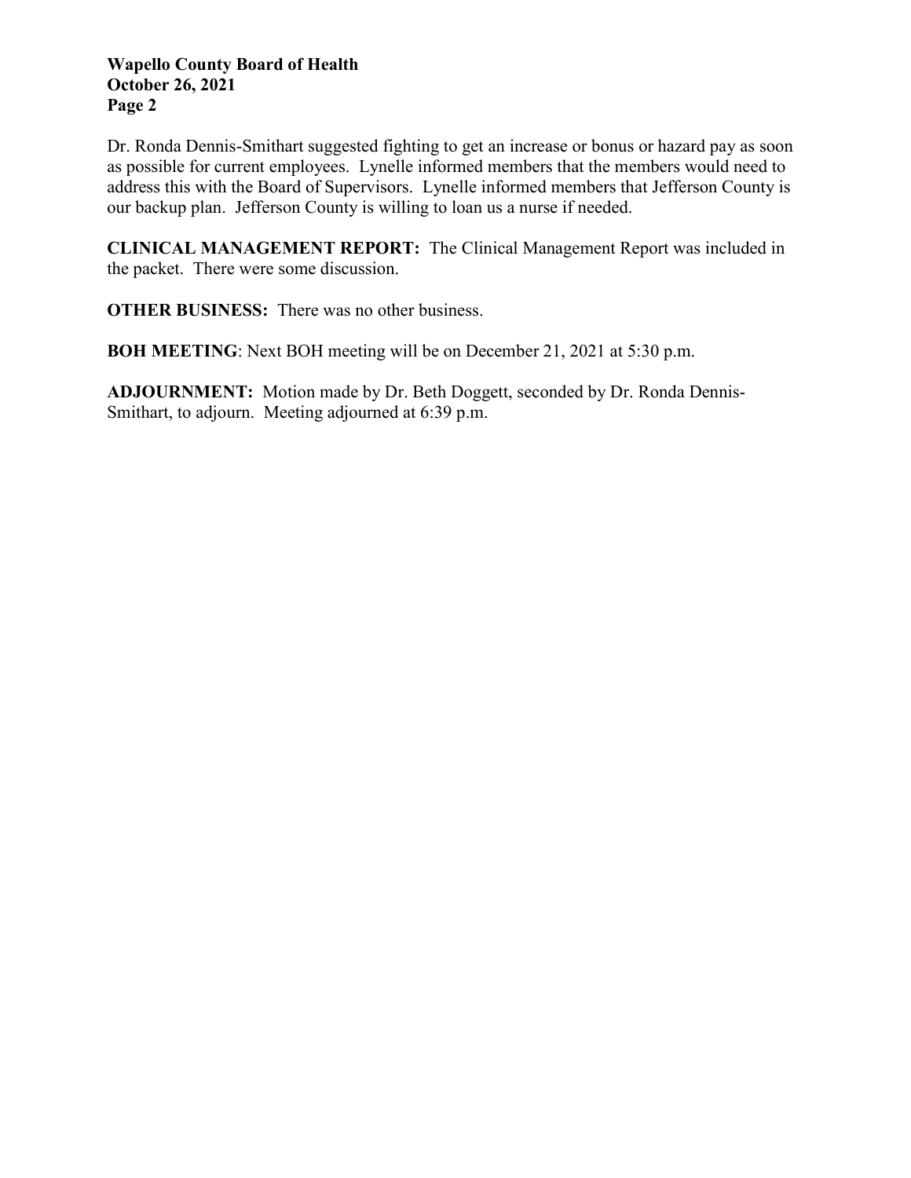Dr. Ronda Dennis-Smithart suggested fighting to get an increase or bonus or hazard pay as soon as possible for current employees. Lynelle informed members that the members would need to address this with the Board of Supervisors. Lynelle informed members that Jefferson County is our backup plan. Jefferson County is willing to loan us a nurse if needed.

**CLINICAL MANAGEMENT REPORT:** The Clinical Management Report was included in the packet. There were some discussion.

**OTHER BUSINESS:** There was no other business.

**BOH MEETING**: Next BOH meeting will be on December 21, 2021 at 5:30 p.m.

**ADJOURNMENT:** Motion made by Dr. Beth Doggett, seconded by Dr. Ronda Dennis-Smithart, to adjourn. Meeting adjourned at 6:39 p.m.